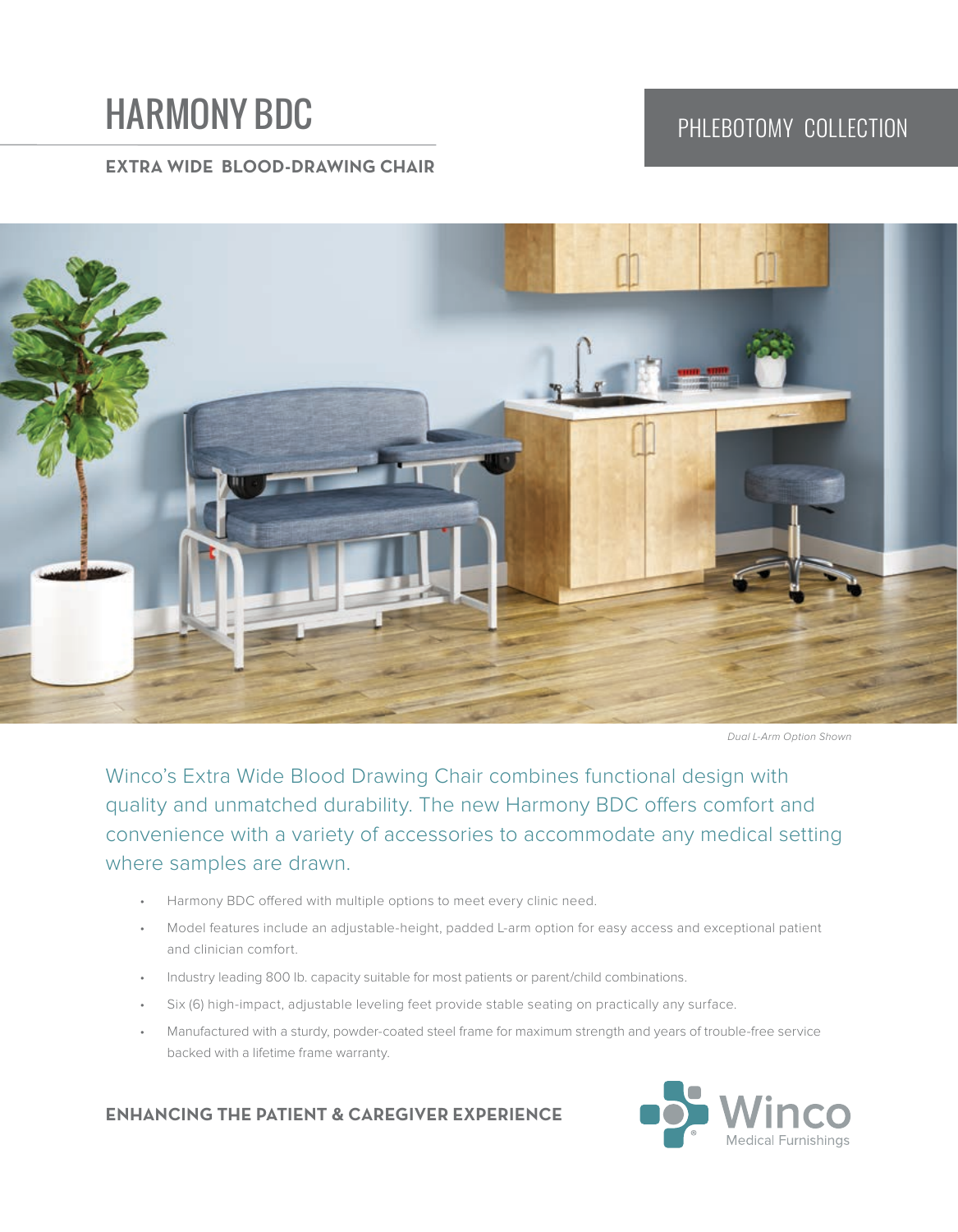# HARMONY BDC

PHLEBOTOMY COLLECTION

**EXTRA WIDE BLOOD-DRAWING CHAIR**

*Dual L-Arm Option Shown*

Winco's Extra Wide Blood Drawing Chair combines functional design with quality and unmatched durability. The new Harmony BDC offers comfort and convenience with a variety of accessories to accommodate any medical setting where samples are drawn.

- Harmony BDC offered with multiple options to meet every clinic need.
- Model features include an adjustable-height, padded L-arm option for easy access and exceptional patient and clinician comfort.
- Industry leading 800 lb. capacity suitable for most patients or parent/child combinations.
- Six (6) high-impact, adjustable leveling feet provide stable seating on practically any surface.
- Manufactured with a sturdy, powder-coated steel frame for maximum strength and years of trouble-free service backed with a lifetime frame warranty.

**ENHANCING THE PATIENT & CAREGIVER EXPERIENCE**

Winco Medical Furnishings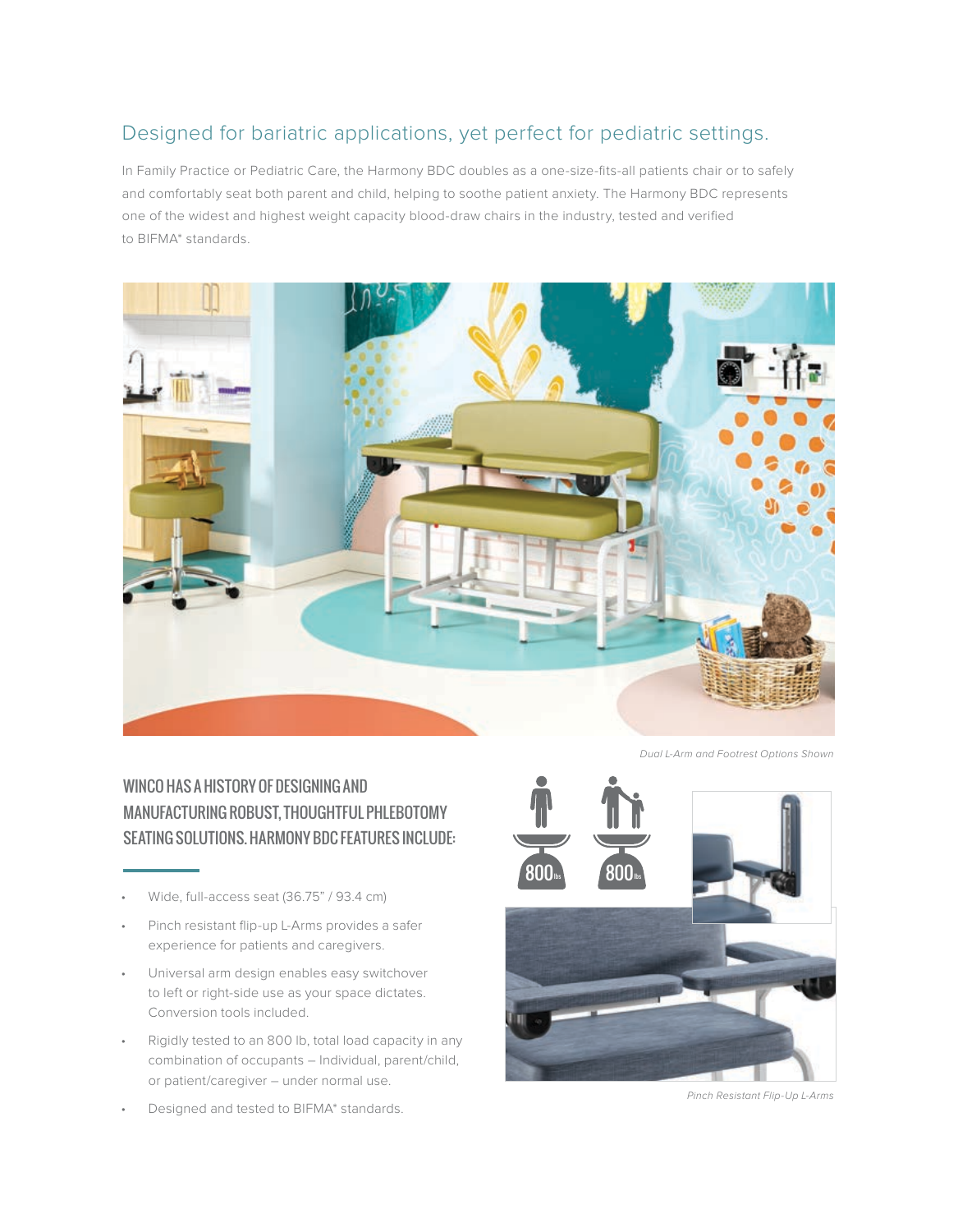## Designed for bariatric applications, yet perfect for pediatric settings.

In Family Practice or Pediatric Care, the Harmony BDC doubles as a one-size-fits-all patients chair or to safely and comfortably seat both parent and child, helping to soothe patient anxiety. The Harmony BDC represents one of the widest and highest weight capacity blood-draw chairs in the industry, tested and verified to BIFMA* standards.

*Dual L-Arm and Footrest Options Shown*

### WINCO HAS A HISTORY OF DESIGNING AND MANUFACTURING ROBUST, THOUGHTFUL PHLEBOTOMY SEATING SOLUTIONS. HARMONY BDC FEATURES INCLUDE:

- Wide, full-access seat (36.75" / 93.4 cm)
- Pinch resistant flip-up L-Arms provides a safer experience for patients and caregivers.
- Universal arm design enables easy switchover to left or right-side use as your space dictates. Conversion tools included.
- Rigidly tested to an 800 lb, total load capacity in any combination of occupants – Individual, parent/child, or patient/caregiver – under normal use.
- Designed and tested to BIFMA* standards.

800 lbs

800 lbs

*Pinch Resistant Flip-Up L-Arms*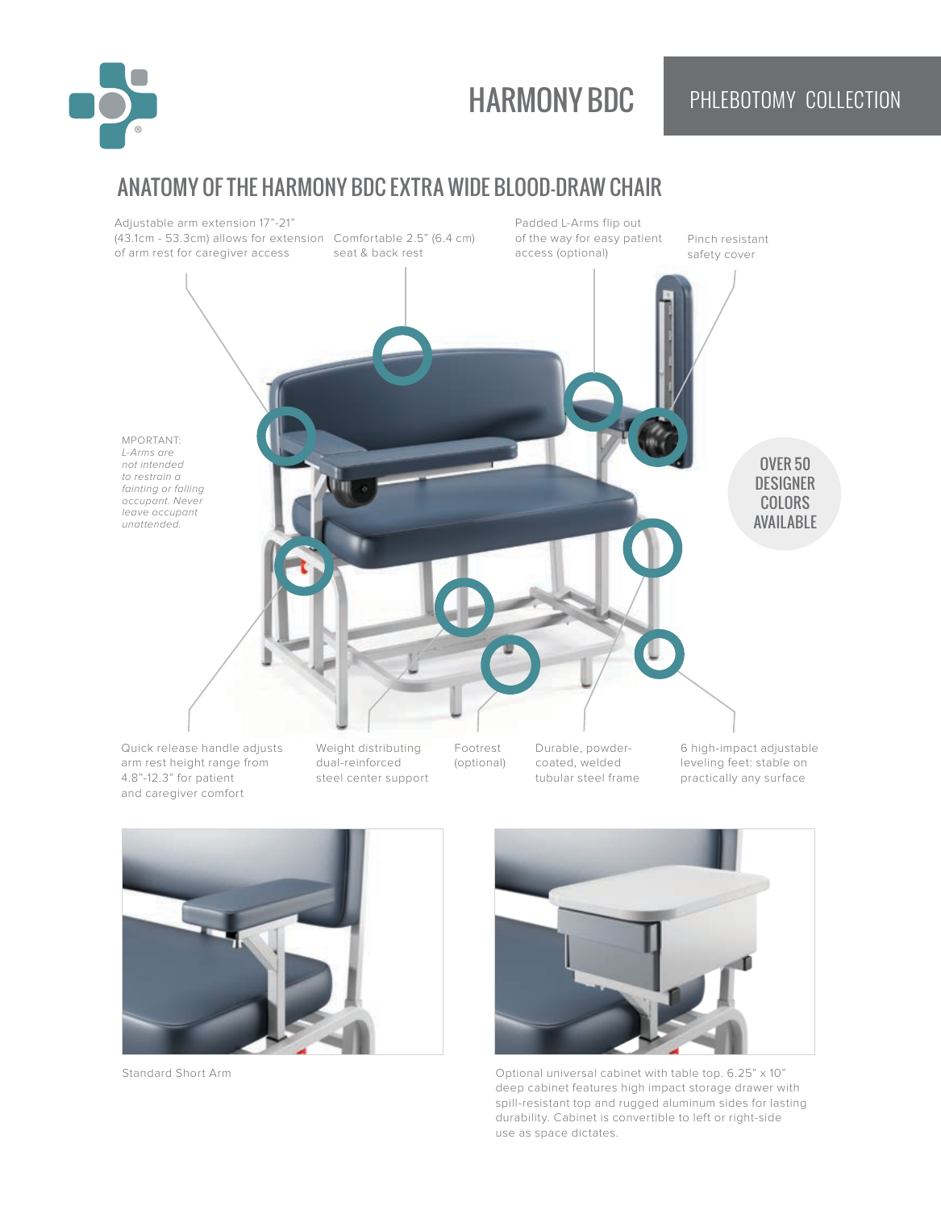# HARMONY BDC

PHLEBOTOMY COLLECTION

## ANATOMY OF THE HARMONY BDC EXTRA WIDE BLOOD-DRAW CHAIR

Adjustable arm extension 17"-21" (43.1cm - 53.3cm) allows for extension of arm rest for caregiver access

Comfortable 2.5" (6.4 cm) seat & back rest

Padded L-Arms flip out of the way for easy patient access (optional)

Pinch resistant safety cover

MPORTANT:
*L-Arms are not intended to restrain a fainting or falling occupant. Never leave occupant unattended.*

OVER 50 DESIGNER COLORS AVAILABLE

Quick release handle adjusts arm rest height range from 4.8"-12.3" for patient and caregiver comfort

Weight distributing dual-reinforced steel center support

Footrest (optional)

Durable, powder-coated, welded tubular steel frame

6 high-impact adjustable leveling feet: stable on practically any surface

Standard Short Arm

Optional universal cabinet with table top. 6.25" x 10" deep cabinet features high impact storage drawer with spill-resistant top and rugged aluminum sides for lasting durability. Cabinet is convertible to left or right-side use as space dictates.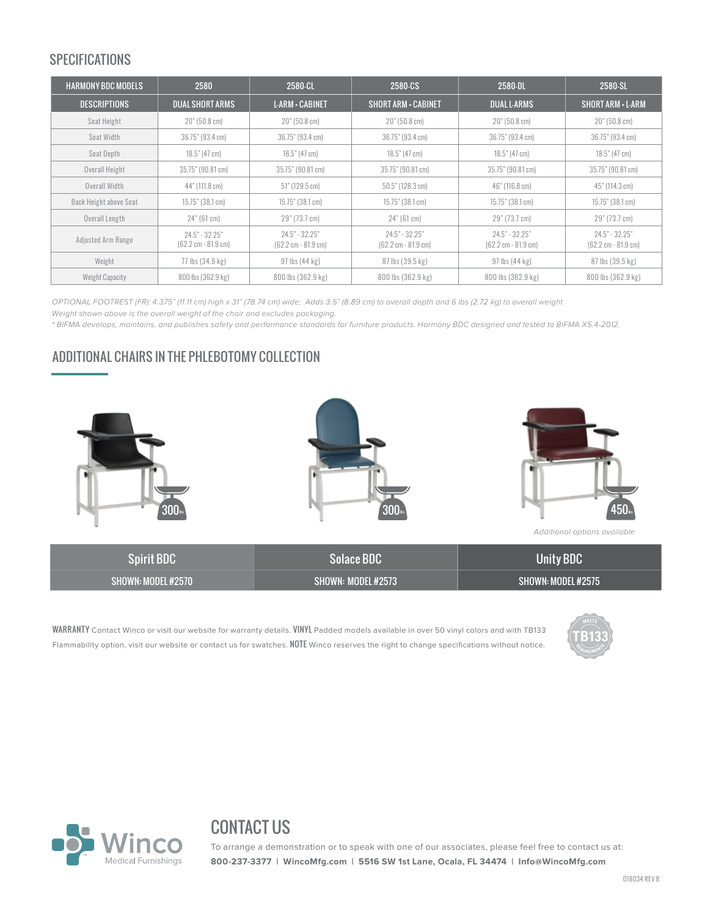## SPECIFICATIONS

| HARMONY BDC MODELS | 2580 | 2580-CL | 2580-CS | 2580-DL | 2580-SL |
|---|---|---|---|---|---|
| DESCRIPTIONS | DUAL SHORT ARMS | L-ARM + CABINET | SHORT ARM + CABINET | DUAL L-ARMS | SHORT ARM + L-ARM |
| Seat Height | 20" (50.8 cm) | 20" (50.8 cm) | 20" (50.8 cm) | 20" (50.8 cm) | 20" (50.8 cm) |
| Seat Width | 36.75" (93.4 cm) | 36.75" (93.4 cm) | 36.75" (93.4 cm) | 36.75" (93.4 cm) | 36.75" (93.4 cm) |
| Seat Depth | 18.5" (47 cm) | 18.5" (47 cm) | 18.5" (47 cm) | 18.5" (47 cm) | 18.5" (47 cm) |
| Overall Height | 35.75" (90.81 cm) | 35.75" (90.81 cm) | 35.75" (90.81 cm) | 35.75" (90.81 cm) | 35.75" (90.81 cm) |
| Overall Width | 44" (111.8 cm) | 51" (129.5 cm) | 50.5" (128.3 cm) | 46" (116.8 cm) | 45" (114.3 cm) |
| Back Height above Seat | 15.75" (38.1 cm) | 15.75" (38.1 cm) | 15.75" (38.1 cm) | 15.75" (38.1 cm) | 15.75" (38.1 cm) |
| Overall Length | 24" (61 cm) | 29" (73.7 cm) | 24" (61 cm) | 29" (73.7 cm) | 29" (73.7 cm) |
| Adjusted Arm Range | 24.5" - 32.25" (62.2 cm - 81.9 cm) | 24.5" - 32.25" (62.2 cm - 81.9 cm) | 24.5" - 32.25" (62.2 cm - 81.9 cm) | 24.5" - 32.25" (62.2 cm - 81.9 cm) | 24.5" - 32.25" (62.2 cm - 81.9 cm) |
| Weight | 77 lbs (34.9 kg) | 97 lbs (44 kg) | 87 lbs (39.5 kg) | 97 lbs (44 kg) | 87 lbs (39.5 kg) |
| Weight Capacity | 800 lbs (362.9 kg) | 800 lbs (362.9 kg) | 800 lbs (362.9 kg) | 800 lbs (362.9 kg) | 800 lbs (362.9 kg) |

*OPTIONAL FOOTREST (FR): 4.375" (11.11 cm) high x 31" (78.74 cm) wide; Adds 3.5" (8.89 cm) to overall depth and 6 lbs (2.72 kg) to overall weight*

*Weight shown above is the overall weight of the chair and excludes packaging.*

*\* BIFMA develops, maintains, and publishes safety and performance standards for furniture products. Harmony BDC designed and tested to BIFMA X5.4-2012.*

## ADDITIONAL CHAIRS IN THE PHLEBOTOMY COLLECTION

300 lbs

300 lbs

450 lbs

*Additional options available*

| Spirit BDC | Solace BDC | Unity BDC |
|---|---|---|
| SHOWN: MODEL #2570 | SHOWN: MODEL #2573 | SHOWN: MODEL #2575 |

**WARRANTY** Contact Winco or visit our website for warranty details. **VINYL** Padded models available in over 50 vinyl colors and with TB133 Flammability option, visit our website or contact us for swatches. **NOTE** Winco reserves the right to change specifications without notice.

MEETS TB133 REQUIREMENTS

Winco Medical Furnishings

## CONTACT US

To arrange a demonstration or to speak with one of our associates, please feel free to contact us at:

**800-237-3377 | WincoMfg.com | 5516 SW 1st Lane, Ocala, FL 34474 | Info@WincoMfg.com**

018034 REV B